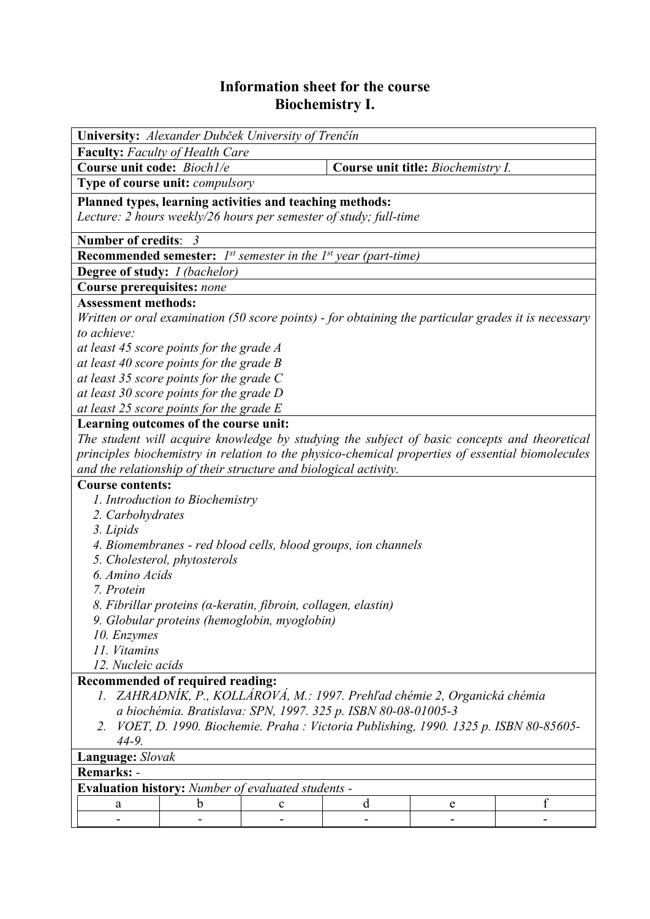# Information sheet for the course
# Biochemistry I.

**University:** *Alexander Dubček University of Trenčín*

**Faculty:** *Faculty of Health Care*

**Course unit code:** *Bioch1/e* | **Course unit title:** *Biochemistry I.*

**Type of course unit:** *compulsory*

**Planned types, learning activities and teaching methods:**
*Lecture: 2 hours weekly/26 hours per semester of study; full-time*

**Number of credits**: *3*

**Recommended semester:** *1st semester in the 1st year (part-time)*

**Degree of study:** *I (bachelor)*

**Course prerequisites:** *none*

**Assessment methods:**
*Written or oral examination (50 score points) - for obtaining the particular grades it is necessary to achieve:*
*at least 45 score points for the grade A*
*at least 40 score points for the grade B*
*at least 35 score points for the grade C*
*at least 30 score points for the grade D*
*at least 25 score points for the grade E*

**Learning outcomes of the course unit:**
*The student will acquire knowledge by studying the subject of basic concepts and theoretical principles biochemistry in relation to the physico-chemical properties of essential biomolecules and the relationship of their structure and biological activity.*

**Course contents:**

1. *Introduction to Biochemistry*
2. *Carbohydrates*
3. *Lipids*
4. *Biomembranes - red blood cells, blood groups, ion channels*
5. *Cholesterol, phytosterols*
6. *Amino Acids*
7. *Protein*
8. *Fibrillar proteins (α-keratin, fibroin, collagen, elastin)*
9. *Globular proteins (hemoglobin, myoglobin)*
10. *Enzymes*
11. *Vitamins*
12. *Nucleic acids*

**Recommended of required reading:**

1. *ZAHRADNÍK, P., KOLLÁROVÁ, M.: 1997. Prehľad chémie 2, Organická chémia a biochémia. Bratislava: SPN, 1997. 325 p. ISBN 80-08-01005-3*
2. *VOET, D. 1990. Biochemie. Praha : Victoria Publishing, 1990. 1325 p. ISBN 80-85605-44-9.*

**Language:** *Slovak*

**Remarks:** -

**Evaluation history:** *Number of evaluated students -*

| a | b | c | d | e | f |
|---|---|---|---|---|---|
| - | - | - | - | - | - |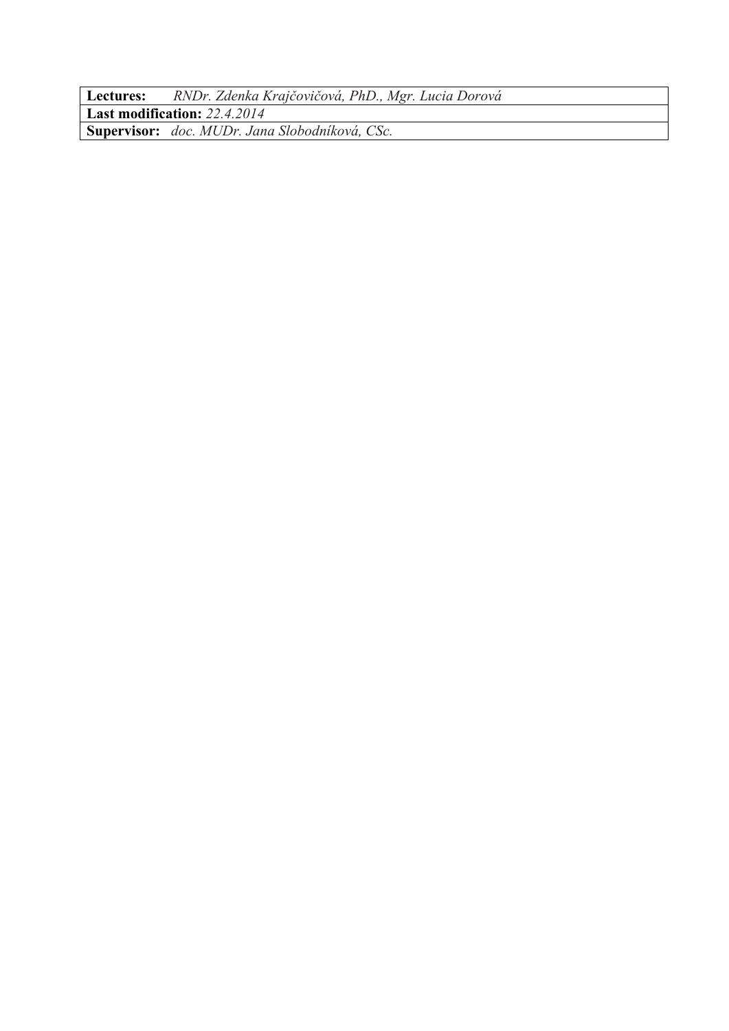| | |
|---|---|
| **Lectures:** *RNDr. Zdenka Krajčovičová, PhD., Mgr. Lucia Dorová* | |
| **Last modification:** *22.4.2014* | |
| **Supervisor:** *doc. MUDr. Jana Slobodníková, CSc.* | |